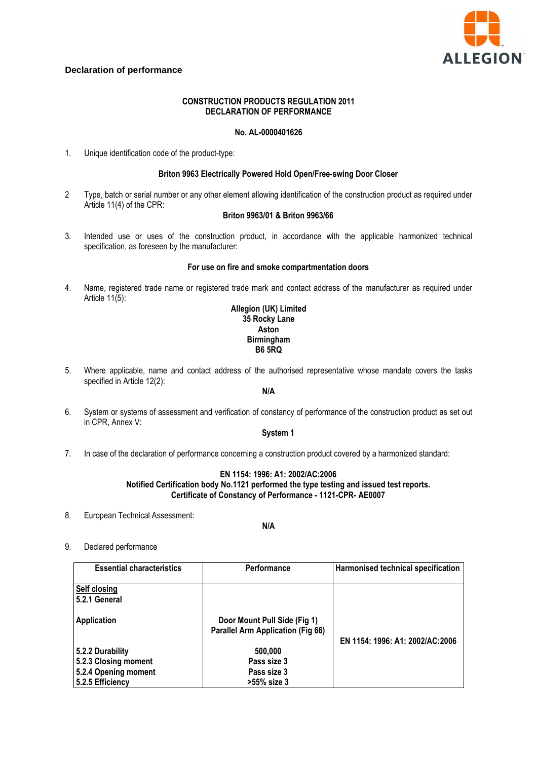**Declaration of performance**

**CONSTRUCTION PRODUCTS REGULATION 2011**
**DECLARATION OF PERFORMANCE**

**No. AL-0000401626**

1. Unique identification code of the product-type:

   **Briton 9963 Electrically Powered Hold Open/Free-swing Door Closer**

2. Type, batch or serial number or any other element allowing identification of the construction product as required under Article 11(4) of the CPR:

   **Briton 9963/01 & Briton 9963/66**

3. Intended use or uses of the construction product, in accordance with the applicable harmonized technical specification, as foreseen by the manufacturer:

   **For use on fire and smoke compartmentation doors**

4. Name, registered trade name or registered trade mark and contact address of the manufacturer as required under Article 11(5):

   **Allegion (UK) Limited**
   **35 Rocky Lane**
   **Aston**
   **Birmingham**
   **B6 5RQ**

5. Where applicable, name and contact address of the authorised representative whose mandate covers the tasks specified in Article 12(2):

   **N/A**

6. System or systems of assessment and verification of constancy of performance of the construction product as set out in CPR, Annex V:

   **System 1**

7. In case of the declaration of performance concerning a construction product covered by a harmonized standard:

   **EN 1154: 1996: A1: 2002/AC:2006**
   **Notified Certification body No.1121 performed the type testing and issued test reports.**
   **Certificate of Constancy of Performance - 1121-CPR- AE0007**

8. European Technical Assessment:

   **N/A**

9. Declared performance

| Essential characteristics | Performance | Harmonised technical specification |
|---|---|---|
| **Self closing** **5.2.1 General** | | EN 1154: 1996: A1: 2002/AC:2006 |
| **Application** | **Door Mount Pull Side (Fig 1)** **Parallel Arm Application (Fig 66)** | |
| **5.2.2 Durability** | **500,000** | |
| **5.2.3 Closing moment** | **Pass size 3** | |
| **5.2.4 Opening moment** | **Pass size 3** | |
| **5.2.5 Efficiency** | **>55% size 3** | |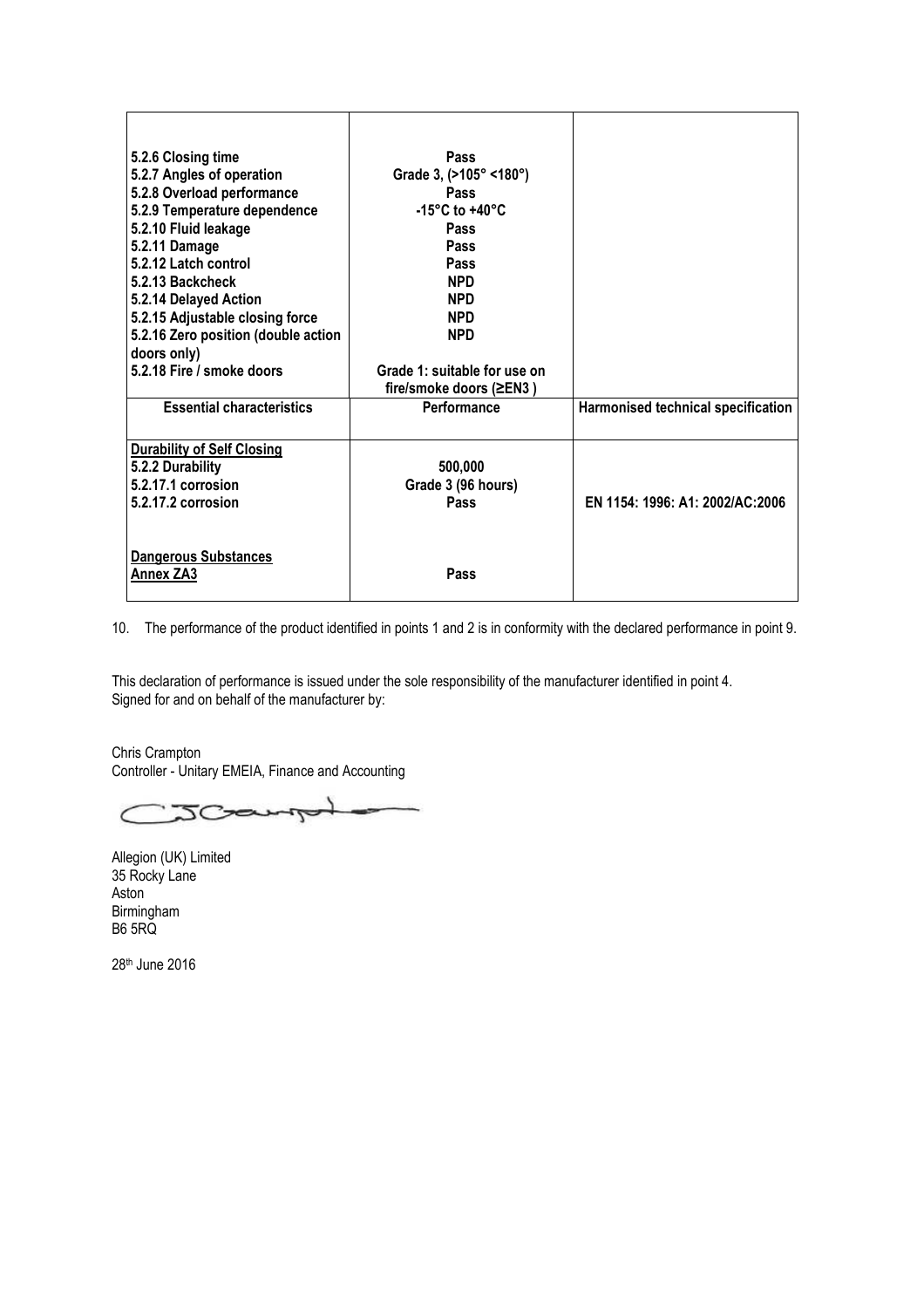| | | |
|---|---|---|
| **5.2.6 Closing time**<br>**5.2.7 Angles of operation**<br>**5.2.8 Overload performance**<br>**5.2.9 Temperature dependence**<br>**5.2.10 Fluid leakage**<br>**5.2.11 Damage**<br>**5.2.12 Latch control**<br>**5.2.13 Backcheck**<br>**5.2.14 Delayed Action**<br>**5.2.15 Adjustable closing force**<br>**5.2.16 Zero position (double action doors only)**<br>**5.2.18 Fire / smoke doors** | **Pass**<br>**Grade 3, (>105° <180°)**<br>**Pass**<br>**-15°C to +40°C**<br>**Pass**<br>**Pass**<br>**Pass**<br>**NPD**<br>**NPD**<br>**NPD**<br>**NPD**<br><br>**Grade 1: suitable for use on fire/smoke doors (≥EN3 )** | |
| **Essential characteristics** | **Performance** | **Harmonised technical specification** |
| **Durability of Self Closing**<br>**5.2.2 Durability**<br>**5.2.17.1 corrosion**<br>**5.2.17.2 corrosion** | <br>**500,000**<br>**Grade 3 (96 hours)**<br>**Pass** | **EN 1154: 1996: A1: 2002/AC:2006** |
| **Dangerous Substances**<br>**Annex ZA3** | **Pass** | |

10. The performance of the product identified in points 1 and 2 is in conformity with the declared performance in point 9.

This declaration of performance is issued under the sole responsibility of the manufacturer identified in point 4.
Signed for and on behalf of the manufacturer by:

Chris Crampton
Controller - Unitary EMEIA, Finance and Accounting

Allegion (UK) Limited
35 Rocky Lane
Aston
Birmingham
B6 5RQ

28th June 2016